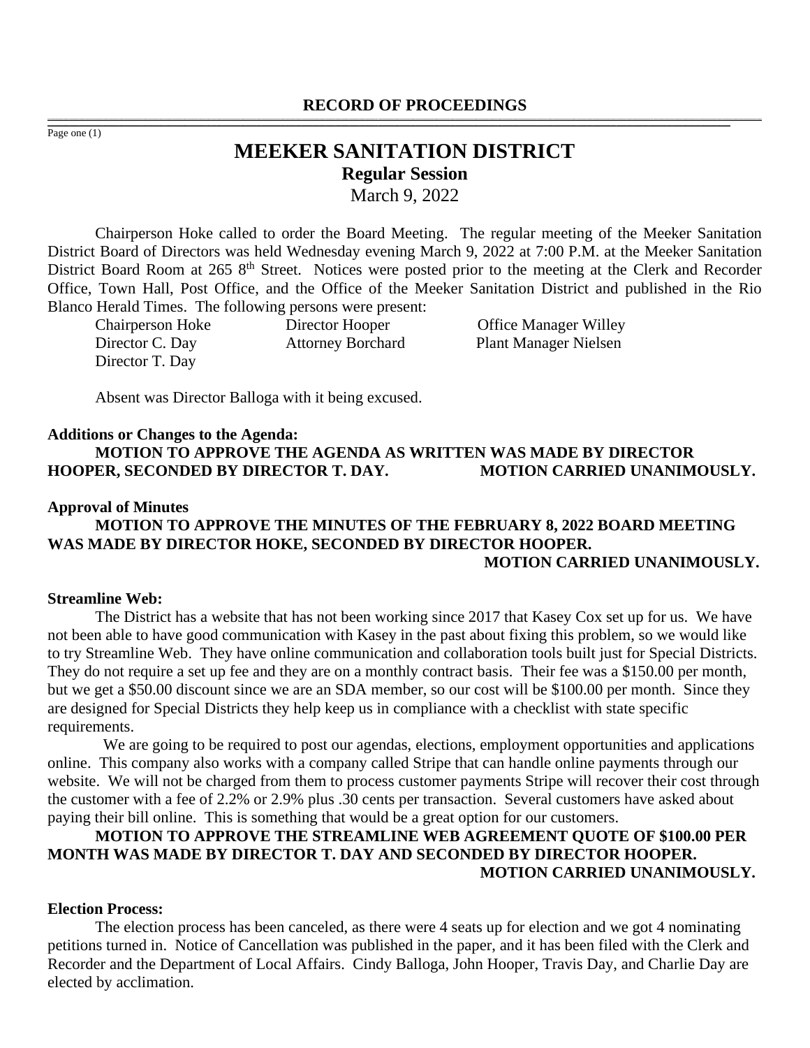# RECORD OF PROCEEDINGS

## MEEKER SANITATION DISTRICT

### Regular Session

March 9, 2022

Chairperson Hoke called to order the Board Meeting. The regular meeting of the Meeker Sanitation District Board of Directors was held Wednesday evening March 9, 2022 at 7:00 P.M. at the Meeker Sanitation District Board Room at 265 8th Street. Notices were posted prior to the meeting at the Clerk and Recorder Office, Town Hall, Post Office, and the Office of the Meeker Sanitation District and published in the Rio Blanco Herald Times. The following persons were present:

| | | |
|---|---|---|
| Chairperson Hoke | Director Hooper | Office Manager Willey |
| Director C. Day | Attorney Borchard | Plant Manager Nielsen |
| Director T. Day | | |

Absent was Director Balloga with it being excused.

**Additions or Changes to the Agenda:**

**MOTION TO APPROVE THE AGENDA AS WRITTEN WAS MADE BY DIRECTOR HOOPER, SECONDED BY DIRECTOR T. DAY. MOTION CARRIED UNANIMOUSLY.**

**Approval of Minutes**

**MOTION TO APPROVE THE MINUTES OF THE FEBRUARY 8, 2022 BOARD MEETING WAS MADE BY DIRECTOR HOKE, SECONDED BY DIRECTOR HOOPER. MOTION CARRIED UNANIMOUSLY.**

**Streamline Web:**

The District has a website that has not been working since 2017 that Kasey Cox set up for us. We have not been able to have good communication with Kasey in the past about fixing this problem, so we would like to try Streamline Web. They have online communication and collaboration tools built just for Special Districts. They do not require a set up fee and they are on a monthly contract basis. Their fee was a $150.00 per month, but we get a $50.00 discount since we are an SDA member, so our cost will be $100.00 per month. Since they are designed for Special Districts they help keep us in compliance with a checklist with state specific requirements.

We are going to be required to post our agendas, elections, employment opportunities and applications online. This company also works with a company called Stripe that can handle online payments through our website. We will not be charged from them to process customer payments Stripe will recover their cost through the customer with a fee of 2.2% or 2.9% plus .30 cents per transaction. Several customers have asked about paying their bill online. This is something that would be a great option for our customers.

**MOTION TO APPROVE THE STREAMLINE WEB AGREEMENT QUOTE OF $100.00 PER MONTH WAS MADE BY DIRECTOR T. DAY AND SECONDED BY DIRECTOR HOOPER. MOTION CARRIED UNANIMOUSLY.**

**Election Process:**

The election process has been canceled, as there were 4 seats up for election and we got 4 nominating petitions turned in. Notice of Cancellation was published in the paper, and it has been filed with the Clerk and Recorder and the Department of Local Affairs. Cindy Balloga, John Hooper, Travis Day, and Charlie Day are elected by acclimation.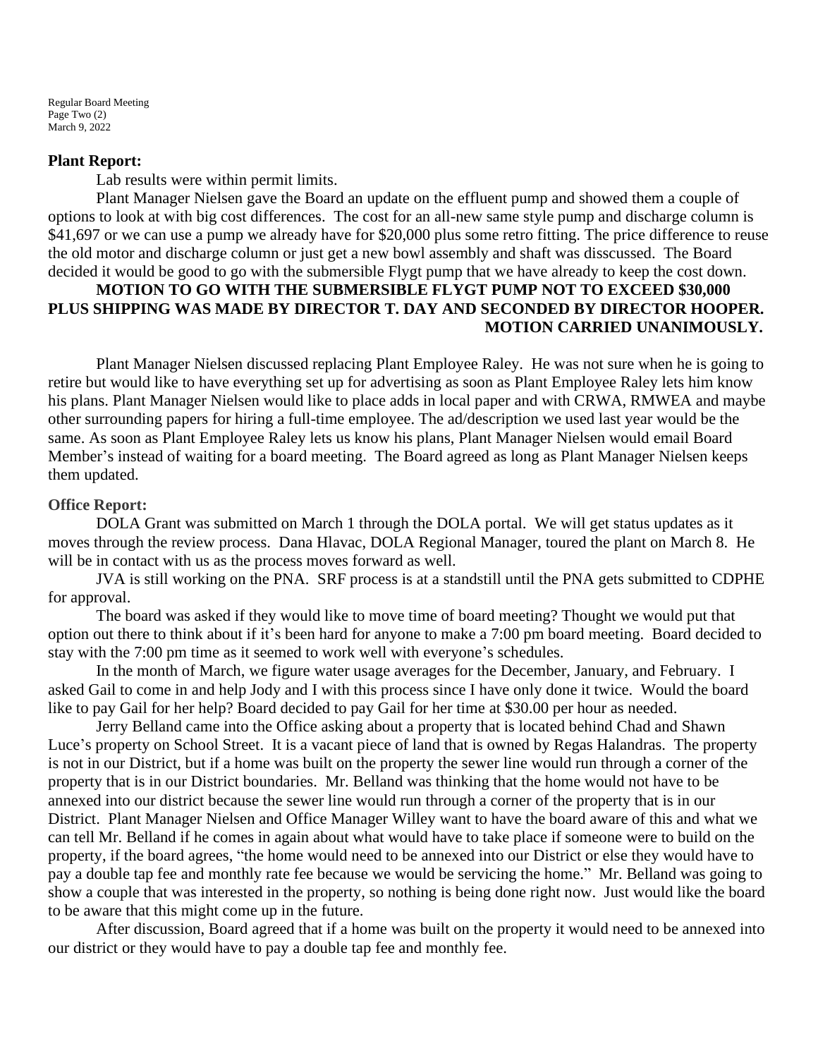**Plant Report:**

Lab results were within permit limits.

Plant Manager Nielsen gave the Board an update on the effluent pump and showed them a couple of options to look at with big cost differences. The cost for an all-new same style pump and discharge column is $41,697 or we can use a pump we already have for $20,000 plus some retro fitting. The price difference to reuse the old motor and discharge column or just get a new bowl assembly and shaft was disscussed. The Board decided it would be good to go with the submersible Flygt pump that we have already to keep the cost down.

**MOTION TO GO WITH THE SUBMERSIBLE FLYGT PUMP NOT TO EXCEED $30,000 PLUS SHIPPING WAS MADE BY DIRECTOR T. DAY AND SECONDED BY DIRECTOR HOOPER. MOTION CARRIED UNANIMOUSLY.**

Plant Manager Nielsen discussed replacing Plant Employee Raley. He was not sure when he is going to retire but would like to have everything set up for advertising as soon as Plant Employee Raley lets him know his plans. Plant Manager Nielsen would like to place adds in local paper and with CRWA, RMWEA and maybe other surrounding papers for hiring a full-time employee. The ad/description we used last year would be the same. As soon as Plant Employee Raley lets us know his plans, Plant Manager Nielsen would email Board Member's instead of waiting for a board meeting. The Board agreed as long as Plant Manager Nielsen keeps them updated.

**Office Report:**

DOLA Grant was submitted on March 1 through the DOLA portal. We will get status updates as it moves through the review process. Dana Hlavac, DOLA Regional Manager, toured the plant on March 8. He will be in contact with us as the process moves forward as well.

JVA is still working on the PNA. SRF process is at a standstill until the PNA gets submitted to CDPHE for approval.

The board was asked if they would like to move time of board meeting? Thought we would put that option out there to think about if it's been hard for anyone to make a 7:00 pm board meeting. Board decided to stay with the 7:00 pm time as it seemed to work well with everyone's schedules.

In the month of March, we figure water usage averages for the December, January, and February. I asked Gail to come in and help Jody and I with this process since I have only done it twice. Would the board like to pay Gail for her help? Board decided to pay Gail for her time at $30.00 per hour as needed.

Jerry Belland came into the Office asking about a property that is located behind Chad and Shawn Luce's property on School Street. It is a vacant piece of land that is owned by Regas Halandras. The property is not in our District, but if a home was built on the property the sewer line would run through a corner of the property that is in our District boundaries. Mr. Belland was thinking that the home would not have to be annexed into our district because the sewer line would run through a corner of the property that is in our District. Plant Manager Nielsen and Office Manager Willey want to have the board aware of this and what we can tell Mr. Belland if he comes in again about what would have to take place if someone were to build on the property, if the board agrees, "the home would need to be annexed into our District or else they would have to pay a double tap fee and monthly rate fee because we would be servicing the home." Mr. Belland was going to show a couple that was interested in the property, so nothing is being done right now. Just would like the board to be aware that this might come up in the future.

After discussion, Board agreed that if a home was built on the property it would need to be annexed into our district or they would have to pay a double tap fee and monthly fee.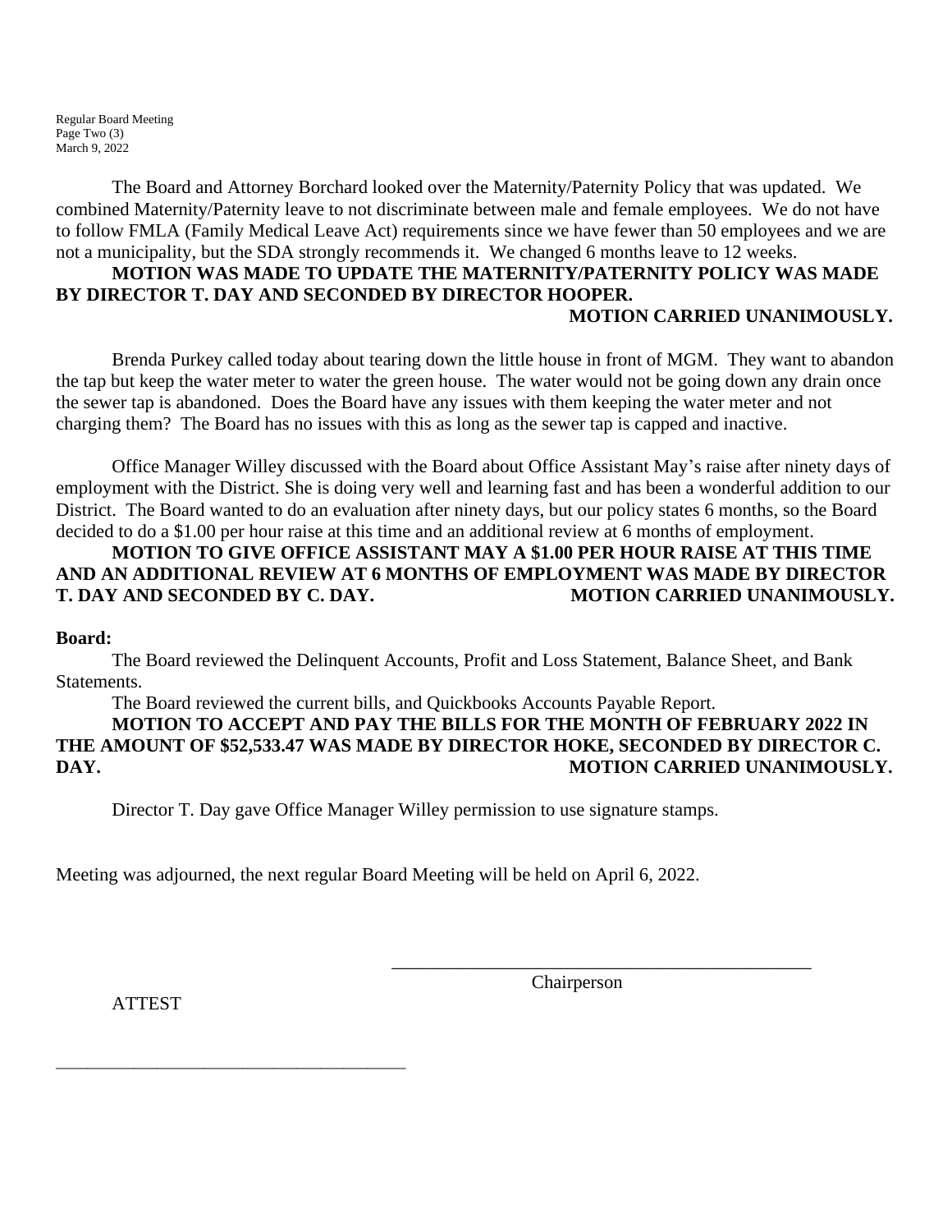The Board and Attorney Borchard looked over the Maternity/Paternity Policy that was updated. We combined Maternity/Paternity leave to not discriminate between male and female employees. We do not have to follow FMLA (Family Medical Leave Act) requirements since we have fewer than 50 employees and we are not a municipality, but the SDA strongly recommends it. We changed 6 months leave to 12 weeks.

**MOTION WAS MADE TO UPDATE THE MATERNITY/PATERNITY POLICY WAS MADE BY DIRECTOR T. DAY AND SECONDED BY DIRECTOR HOOPER.**

**MOTION CARRIED UNANIMOUSLY.**

Brenda Purkey called today about tearing down the little house in front of MGM. They want to abandon the tap but keep the water meter to water the green house. The water would not be going down any drain once the sewer tap is abandoned. Does the Board have any issues with them keeping the water meter and not charging them? The Board has no issues with this as long as the sewer tap is capped and inactive.

Office Manager Willey discussed with the Board about Office Assistant May's raise after ninety days of employment with the District. She is doing very well and learning fast and has been a wonderful addition to our District. The Board wanted to do an evaluation after ninety days, but our policy states 6 months, so the Board decided to do a $1.00 per hour raise at this time and an additional review at 6 months of employment.

**MOTION TO GIVE OFFICE ASSISTANT MAY A $1.00 PER HOUR RAISE AT THIS TIME AND AN ADDITIONAL REVIEW AT 6 MONTHS OF EMPLOYMENT WAS MADE BY DIRECTOR T. DAY AND SECONDED BY C. DAY.** **MOTION CARRIED UNANIMOUSLY.**

**Board:**

The Board reviewed the Delinquent Accounts, Profit and Loss Statement, Balance Sheet, and Bank Statements.

The Board reviewed the current bills, and Quickbooks Accounts Payable Report.

**MOTION TO ACCEPT AND PAY THE BILLS FOR THE MONTH OF FEBRUARY 2022 IN THE AMOUNT OF $52,533.47 WAS MADE BY DIRECTOR HOKE, SECONDED BY DIRECTOR C. DAY.** **MOTION CARRIED UNANIMOUSLY.**

Director T. Day gave Office Manager Willey permission to use signature stamps.

Meeting was adjourned, the next regular Board Meeting will be held on April 6, 2022.

\_\_\_\_\_\_\_\_\_\_\_\_\_\_\_\_\_\_\_\_\_\_\_\_\_\_\_\_\_\_\_\_\_\_\_\_\_\_\_\_\_\_\_\_

Chairperson

ATTEST

\_\_\_\_\_\_\_\_\_\_\_\_\_\_\_\_\_\_\_\_\_\_\_\_\_\_\_\_\_\_\_\_\_\_\_\_\_\_\_\_\_\_\_\_